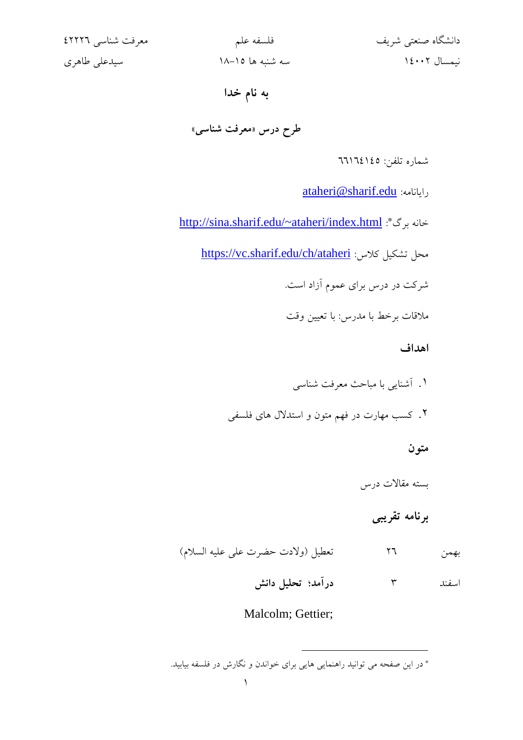دانشگاه صنعتی شریف　　　　فلسفه علم　　　　معرفت شناسی ۴۲۲۲۶

نیمسال ۱۴۰۰۲　　　　سه شنبه ها ۱۵–۱۸　　　　سیدعلی طاهری

# به نام خدا

## طرح درس «معرفت شناسی»

شماره تلفن: ۶۶۱۶۴۱۴۵

رایانامه: ataheri@sharif.edu

خانه برگ*: http://sina.sharif.edu/~ataheri/index.html

محل تشکیل کلاس: https://vc.sharif.edu/ch/ataheri

شرکت در درس برای عموم آزاد است.

ملاقات برخط با مدرس: با تعیین وقت

### اهداف

۱. آشنایی با مباحث معرفت شناسی

۲. کسب مهارت در فهم متون و استدلال های فلسفی

### متون

بسته مقالات درس

### برنامه تقریبی

| | | |
|---|---|---|
| بهمن | ۲۶ | تعطیل (ولادت حضرت علی علیه السلام) |
| اسفند | ۳ | **درآمد؛ تحلیل دانش** |
| | | Malcolm; Gettier; |

* در این صفحه می توانید راهنمایی هایی برای خواندن و نگارش در فلسفه بیابید.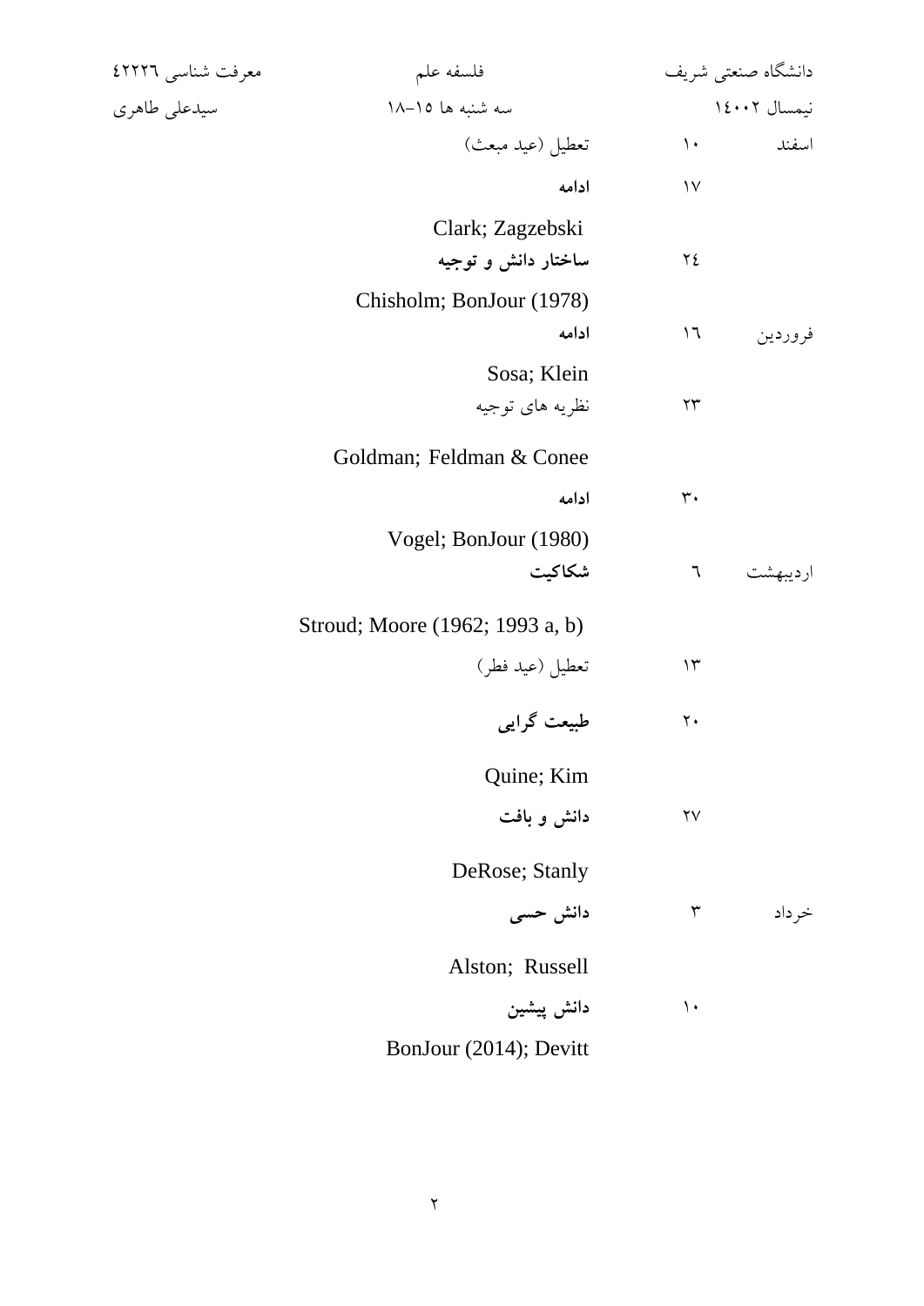| ماه | روز | موضوع | منابع |
| --- | --- | --- | --- |
| اسفند | ۱۰ | تعطیل (عید مبعث) | |
| | ۱۷ | **ادامه** | Clark; Zagzebski |
| | ۲٤ | **ساختار دانش و توجیه** | Chisholm; BonJour (1978) |
| فروردین | ۱٦ | **ادامه** | Sosa; Klein |
| | ۲۳ | نظریه های توجیه | Goldman; Feldman & Conee |
| | ۳۰ | **ادامه** | Vogel; BonJour (1980) |
| اردیبهشت | ٦ | **شکاکیت** | Stroud; Moore (1962; 1993 a, b) |
| | ۱۳ | تعطیل (عید فطر) | |
| | ۲۰ | **طبیعت گرایی** | Quine; Kim |
| | ۲۷ | **دانش و بافت** | DeRose; Stanly |
| خرداد | ۳ | **دانش حسی** | Alston; Russell |
| | ۱۰ | **دانش پیشین** | BonJour (2014); Devitt |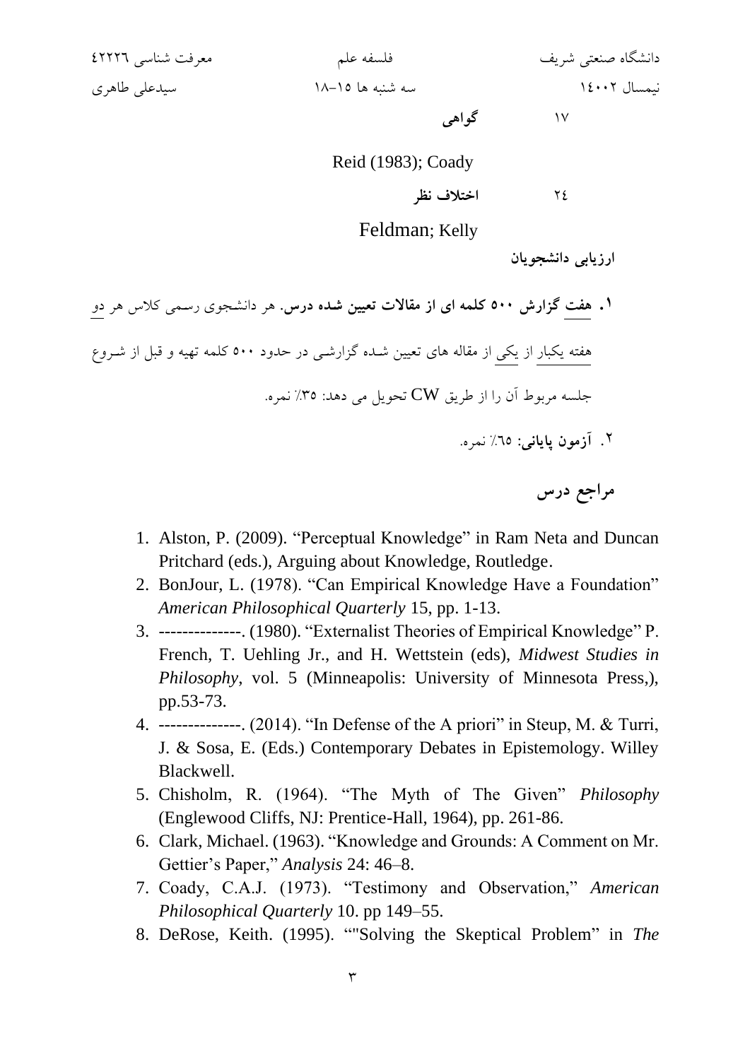۱۷ **گواهی**

Reid (1983); Coady

۲٤ **اختلاف نظر**

Feldman; Kelly

**ارزیابی دانشجویان**

۱. **هفت گزارش ۵۰۰ کلمه ای از مقالات تعیین شده درس.** هر دانشجوی رسمی کلاس هر دو هفته یکبار از یکی از مقاله های تعیین شده گزارشی در حدود ۵۰۰ کلمه تهیه و قبل از شروع جلسه مربوط آن را از طریق CW تحویل می دهد: ۳۵٪ نمره.

۲. **آزمون پایانی:** ٦٥٪ نمره.

## مراجع درس

1. Alston, P. (2009). "Perceptual Knowledge" in Ram Neta and Duncan Pritchard (eds.), Arguing about Knowledge, Routledge.
2. BonJour, L. (1978). "Can Empirical Knowledge Have a Foundation" *American Philosophical Quarterly* 15, pp. 1-13.
3. --------------. (1980). "Externalist Theories of Empirical Knowledge" P. French, T. Uehling Jr., and H. Wettstein (eds), *Midwest Studies in Philosophy*, vol. 5 (Minneapolis: University of Minnesota Press,), pp.53-73.
4. --------------. (2014). "In Defense of the A priori" in Steup, M. & Turri, J. & Sosa, E. (Eds.) Contemporary Debates in Epistemology. Willey Blackwell.
5. Chisholm, R. (1964). "The Myth of The Given" *Philosophy* (Englewood Cliffs, NJ: Prentice-Hall, 1964), pp. 261-86.
6. Clark, Michael. (1963). "Knowledge and Grounds: A Comment on Mr. Gettier's Paper," *Analysis* 24: 46–8.
7. Coady, C.A.J. (1973). "Testimony and Observation," *American Philosophical Quarterly* 10. pp 149–55.
8. DeRose, Keith. (1995). ""Solving the Skeptical Problem" in *The*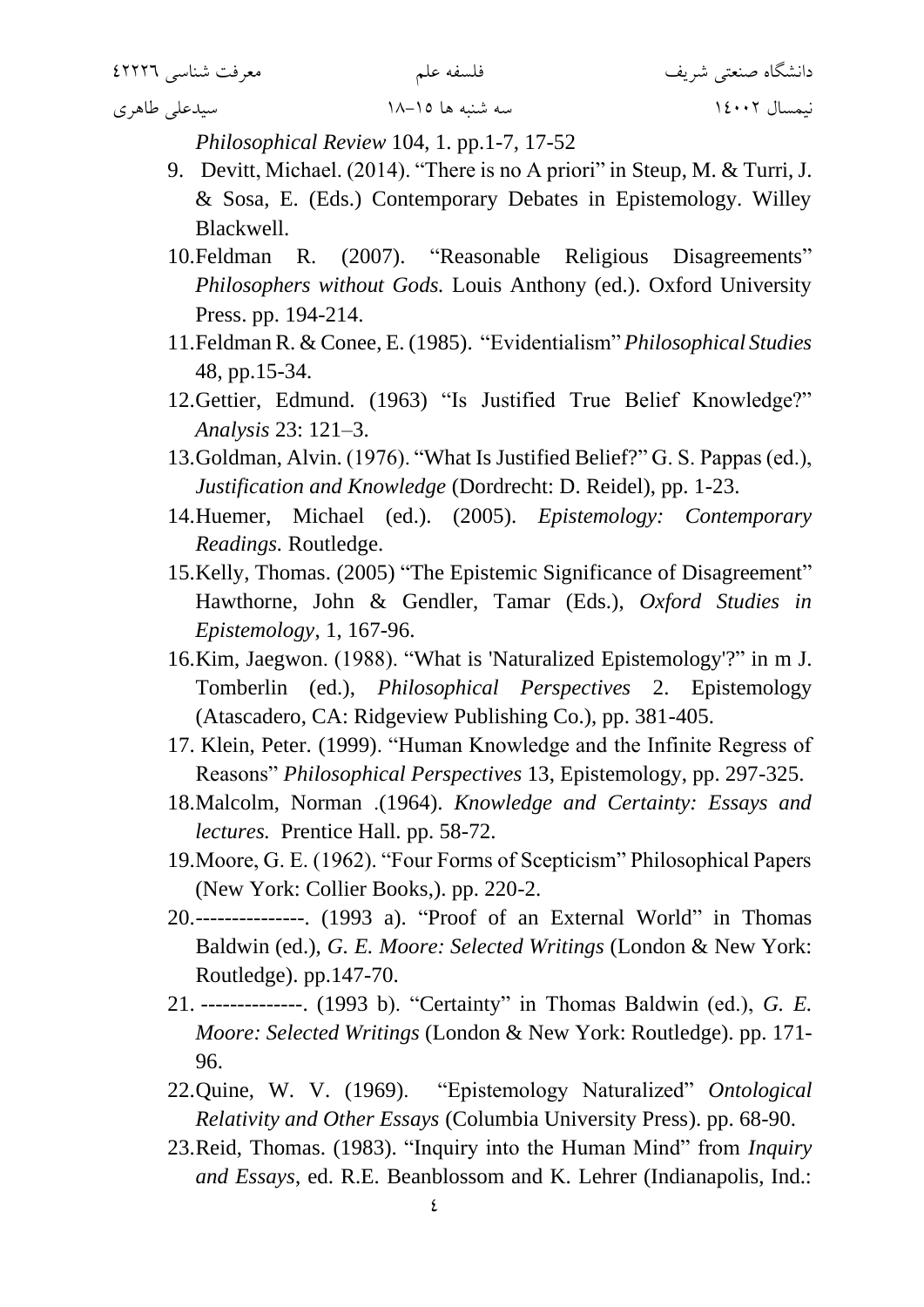*Philosophical Review* 104, 1. pp.1-7, 17-52

9. Devitt, Michael. (2014). "There is no A priori" in Steup, M. & Turri, J. & Sosa, E. (Eds.) Contemporary Debates in Epistemology. Willey Blackwell.
10. Feldman R. (2007). "Reasonable Religious Disagreements" *Philosophers without Gods.* Louis Anthony (ed.). Oxford University Press. pp. 194-214.
11. Feldman R. & Conee, E. (1985). "Evidentialism" *Philosophical Studies* 48, pp.15-34.
12. Gettier, Edmund. (1963) "Is Justified True Belief Knowledge?" *Analysis* 23: 121–3.
13. Goldman, Alvin. (1976). "What Is Justified Belief?" G. S. Pappas (ed.), *Justification and Knowledge* (Dordrecht: D. Reidel), pp. 1-23.
14. Huemer, Michael (ed.). (2005). *Epistemology: Contemporary Readings.* Routledge.
15. Kelly, Thomas. (2005) "The Epistemic Significance of Disagreement" Hawthorne, John & Gendler, Tamar (Eds.), *Oxford Studies in Epistemology*, 1, 167-96.
16. Kim, Jaegwon. (1988). "What is 'Naturalized Epistemology'?" in m J. Tomberlin (ed.), *Philosophical Perspectives* 2. Epistemology (Atascadero, CA: Ridgeview Publishing Co.), pp. 381-405.
17. Klein, Peter. (1999). "Human Knowledge and the Infinite Regress of Reasons" *Philosophical Perspectives* 13, Epistemology, pp. 297-325.
18. Malcolm, Norman .(1964). *Knowledge and Certainty: Essays and lectures.* Prentice Hall. pp. 58-72.
19. Moore, G. E. (1962). "Four Forms of Scepticism" Philosophical Papers (New York: Collier Books,). pp. 220-2.
20. ---------------. (1993 a). "Proof of an External World" in Thomas Baldwin (ed.), *G. E. Moore: Selected Writings* (London & New York: Routledge). pp.147-70.
21. --------------. (1993 b). "Certainty" in Thomas Baldwin (ed.), *G. E. Moore: Selected Writings* (London & New York: Routledge). pp. 171-96.
22. Quine, W. V. (1969). "Epistemology Naturalized" *Ontological Relativity and Other Essays* (Columbia University Press). pp. 68-90.
23. Reid, Thomas. (1983). "Inquiry into the Human Mind" from *Inquiry and Essays*, ed. R.E. Beanblossom and K. Lehrer (Indianapolis, Ind.: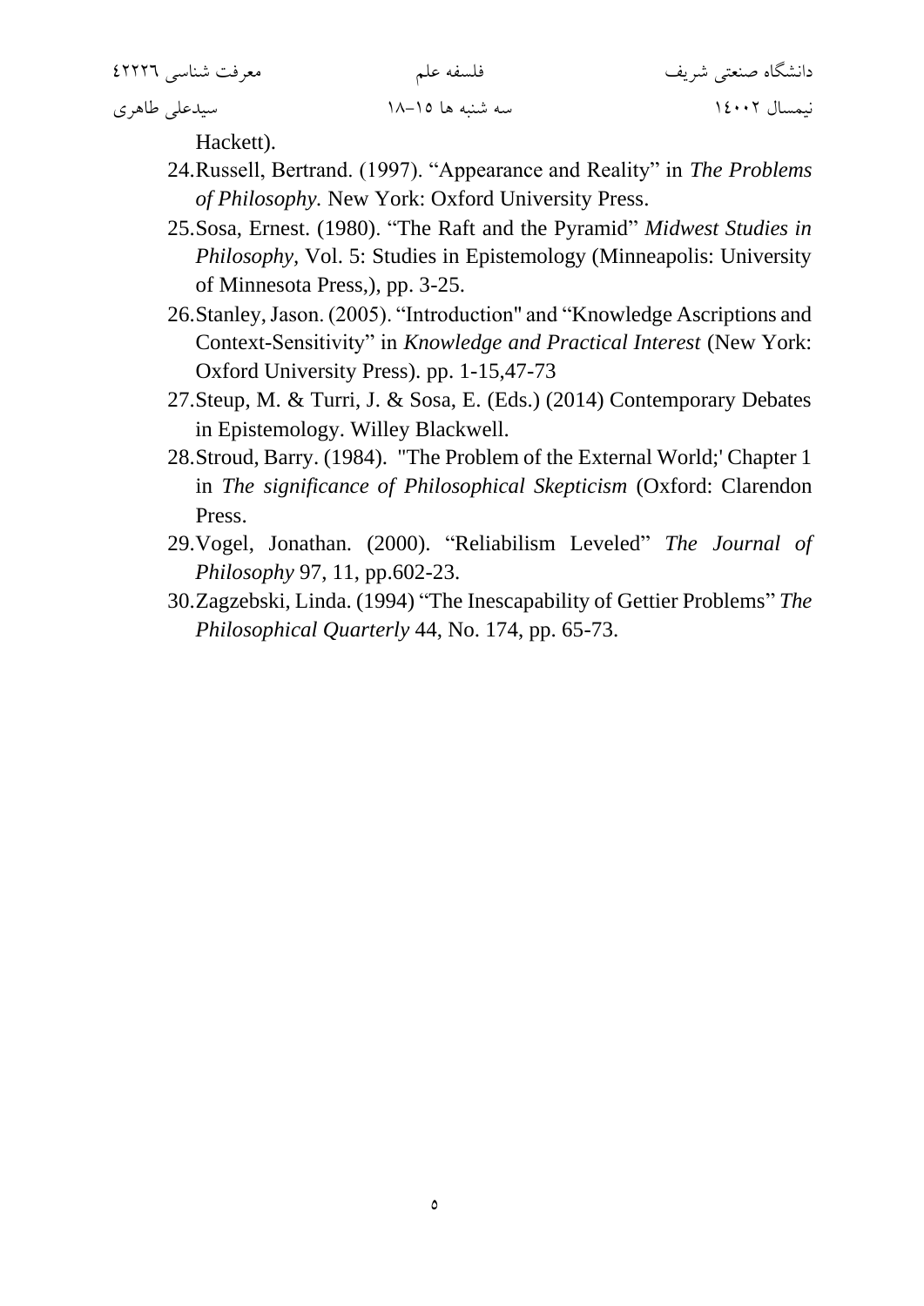Hackett).

24. Russell, Bertrand. (1997). “Appearance and Reality” in *The Problems of Philosophy.* New York: Oxford University Press.
25. Sosa, Ernest. (1980). “The Raft and the Pyramid” *Midwest Studies in Philosophy*, Vol. 5: Studies in Epistemology (Minneapolis: University of Minnesota Press,), pp. 3-25.
26. Stanley, Jason. (2005). “Introduction" and “Knowledge Ascriptions and Context-Sensitivity” in *Knowledge and Practical Interest* (New York: Oxford University Press). pp. 1-15,47-73
27. Steup, M. & Turri, J. & Sosa, E. (Eds.) (2014) Contemporary Debates in Epistemology. Willey Blackwell.
28. Stroud, Barry. (1984). "The Problem of the External World;' Chapter 1 in *The significance of Philosophical Skepticism* (Oxford: Clarendon Press.
29. Vogel, Jonathan. (2000). “Reliabilism Leveled” *The Journal of Philosophy* 97, 11, pp.602-23.
30. Zagzebski, Linda. (1994) “The Inescapability of Gettier Problems” *The Philosophical Quarterly* 44, No. 174, pp. 65-73.